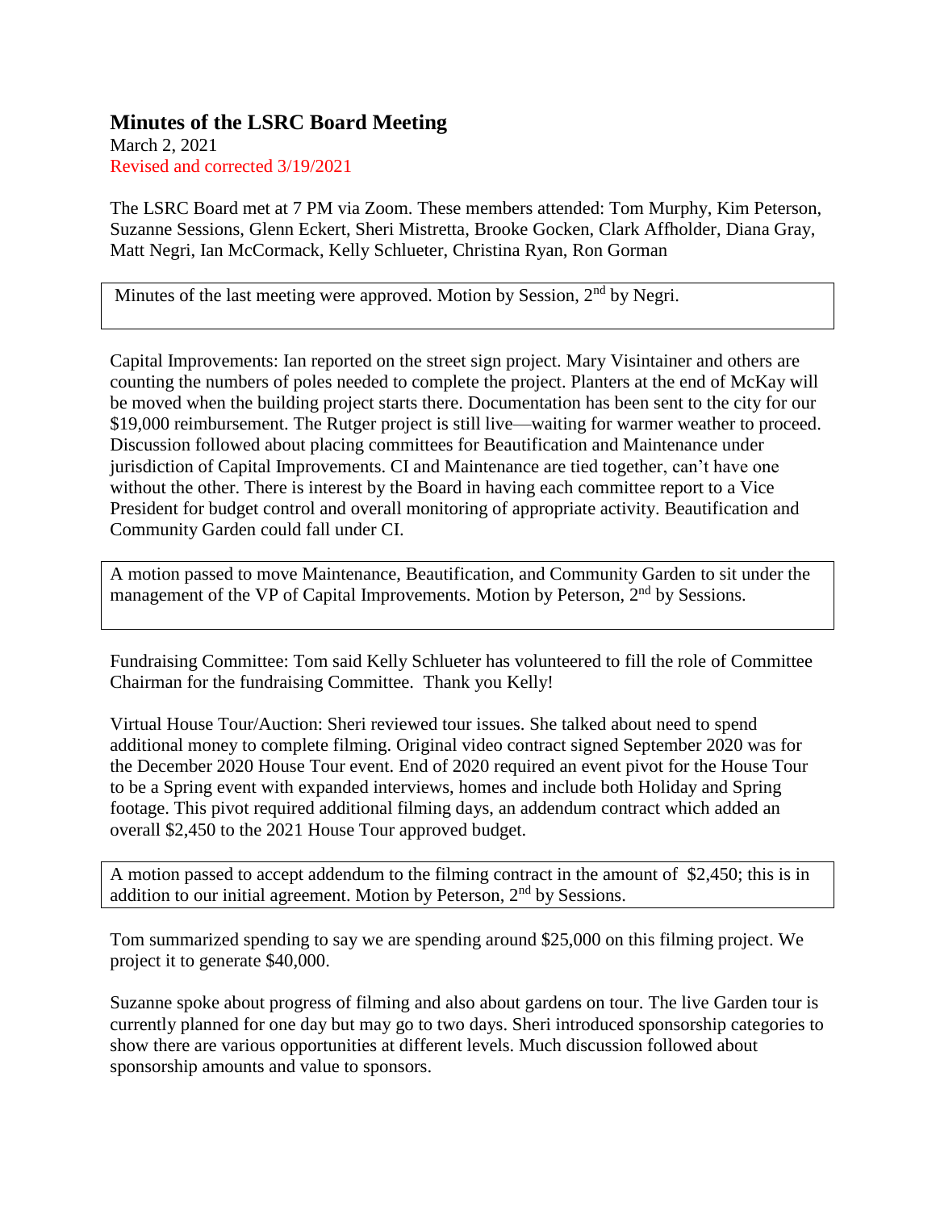# Minutes of the LSRC Board Meeting

March 2, 2021
Revised and corrected 3/19/2021

The LSRC Board met at 7 PM via Zoom. These members attended: Tom Murphy, Kim Peterson, Suzanne Sessions, Glenn Eckert, Sheri Mistretta, Brooke Gocken, Clark Affholder, Diana Gray, Matt Negri, Ian McCormack, Kelly Schlueter, Christina Ryan, Ron Gorman

Minutes of the last meeting were approved. Motion by Session, 2nd by Negri.

Capital Improvements: Ian reported on the street sign project. Mary Visintainer and others are counting the numbers of poles needed to complete the project. Planters at the end of McKay will be moved when the building project starts there. Documentation has been sent to the city for our $19,000 reimbursement. The Rutger project is still live—waiting for warmer weather to proceed. Discussion followed about placing committees for Beautification and Maintenance under jurisdiction of Capital Improvements. CI and Maintenance are tied together, can't have one without the other. There is interest by the Board in having each committee report to a Vice President for budget control and overall monitoring of appropriate activity. Beautification and Community Garden could fall under CI.

A motion passed to move Maintenance, Beautification, and Community Garden to sit under the management of the VP of Capital Improvements. Motion by Peterson, 2nd by Sessions.

Fundraising Committee: Tom said Kelly Schlueter has volunteered to fill the role of Committee Chairman for the fundraising Committee. Thank you Kelly!

Virtual House Tour/Auction: Sheri reviewed tour issues. She talked about need to spend additional money to complete filming. Original video contract signed September 2020 was for the December 2020 House Tour event. End of 2020 required an event pivot for the House Tour to be a Spring event with expanded interviews, homes and include both Holiday and Spring footage. This pivot required additional filming days, an addendum contract which added an overall $2,450 to the 2021 House Tour approved budget.

A motion passed to accept addendum to the filming contract in the amount of $2,450; this is in addition to our initial agreement. Motion by Peterson, 2nd by Sessions.

Tom summarized spending to say we are spending around $25,000 on this filming project. We project it to generate $40,000.

Suzanne spoke about progress of filming and also about gardens on tour. The live Garden tour is currently planned for one day but may go to two days. Sheri introduced sponsorship categories to show there are various opportunities at different levels. Much discussion followed about sponsorship amounts and value to sponsors.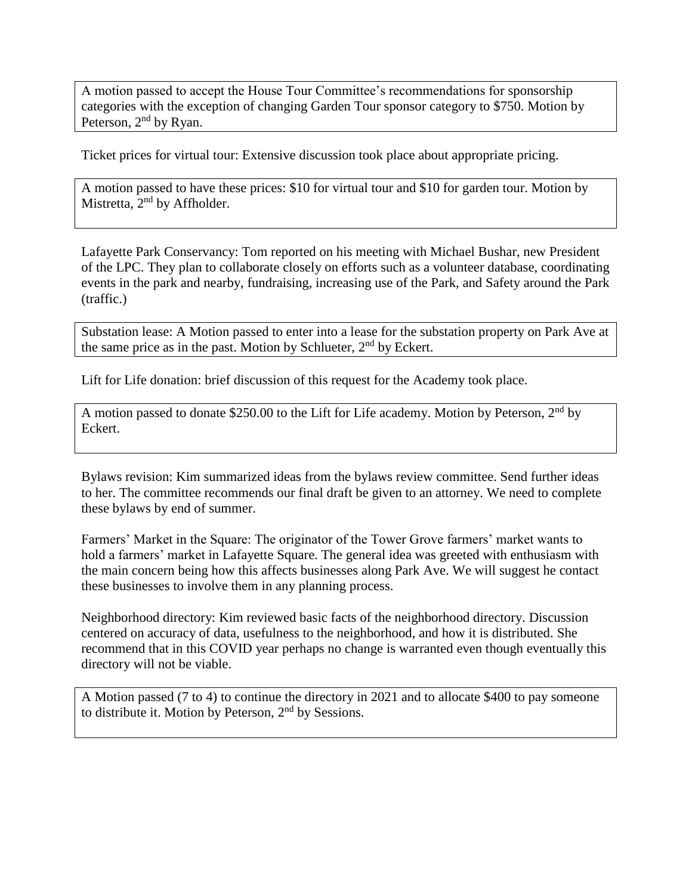A motion passed to accept the House Tour Committee's recommendations for sponsorship categories with the exception of changing Garden Tour sponsor category to $750. Motion by Peterson, 2nd by Ryan.

Ticket prices for virtual tour: Extensive discussion took place about appropriate pricing.

A motion passed to have these prices: $10 for virtual tour and $10 for garden tour. Motion by Mistretta, 2nd by Affholder.

Lafayette Park Conservancy: Tom reported on his meeting with Michael Bushar, new President of the LPC. They plan to collaborate closely on efforts such as a volunteer database, coordinating events in the park and nearby, fundraising, increasing use of the Park, and Safety around the Park (traffic.)

Substation lease: A Motion passed to enter into a lease for the substation property on Park Ave at the same price as in the past. Motion by Schlueter, 2nd by Eckert.

Lift for Life donation: brief discussion of this request for the Academy took place.

A motion passed to donate $250.00 to the Lift for Life academy. Motion by Peterson, 2nd by Eckert.

Bylaws revision: Kim summarized ideas from the bylaws review committee. Send further ideas to her. The committee recommends our final draft be given to an attorney. We need to complete these bylaws by end of summer.

Farmers' Market in the Square: The originator of the Tower Grove farmers' market wants to hold a farmers' market in Lafayette Square. The general idea was greeted with enthusiasm with the main concern being how this affects businesses along Park Ave. We will suggest he contact these businesses to involve them in any planning process.

Neighborhood directory: Kim reviewed basic facts of the neighborhood directory. Discussion centered on accuracy of data, usefulness to the neighborhood, and how it is distributed. She recommend that in this COVID year perhaps no change is warranted even though eventually this directory will not be viable.

A Motion passed (7 to 4) to continue the directory in 2021 and to allocate $400 to pay someone to distribute it. Motion by Peterson, 2nd by Sessions.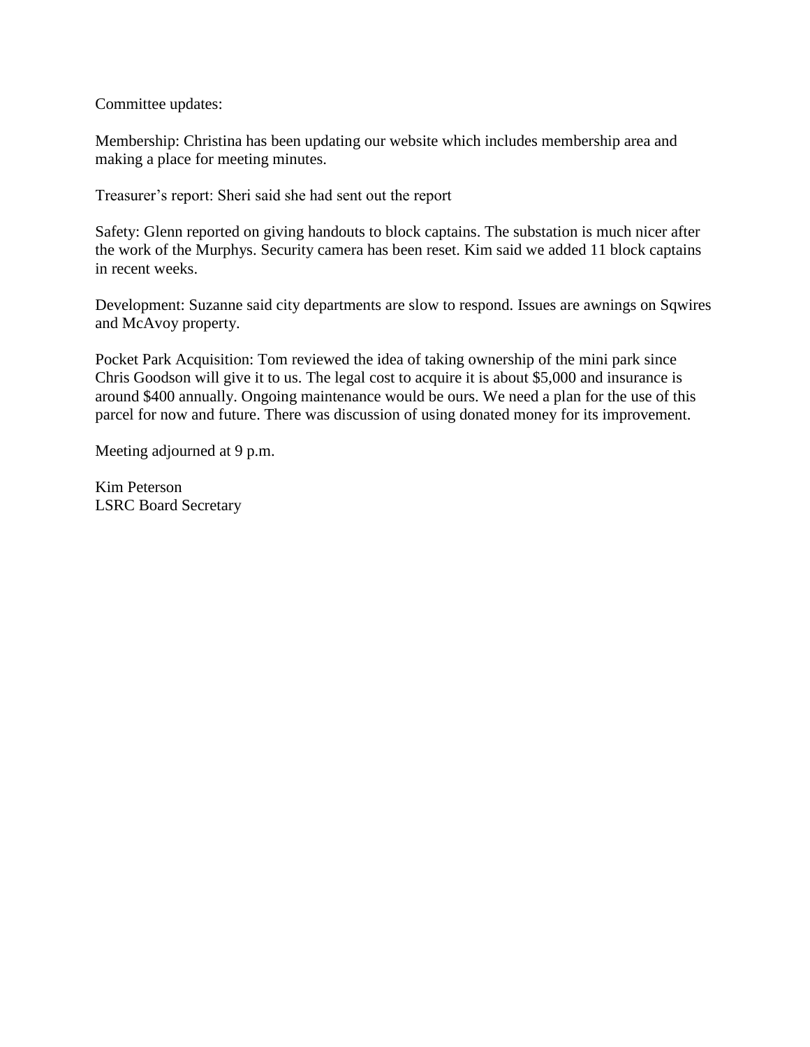Committee updates:

Membership: Christina has been updating our website which includes membership area and making a place for meeting minutes.

Treasurer's report: Sheri said she had sent out the report

Safety: Glenn reported on giving handouts to block captains. The substation is much nicer after the work of the Murphys. Security camera has been reset. Kim said we added 11 block captains in recent weeks.

Development: Suzanne said city departments are slow to respond. Issues are awnings on Sqwires and McAvoy property.

Pocket Park Acquisition: Tom reviewed the idea of taking ownership of the mini park since Chris Goodson will give it to us. The legal cost to acquire it is about $5,000 and insurance is around $400 annually. Ongoing maintenance would be ours. We need a plan for the use of this parcel for now and future. There was discussion of using donated money for its improvement.

Meeting adjourned at 9 p.m.

Kim Peterson
LSRC Board Secretary